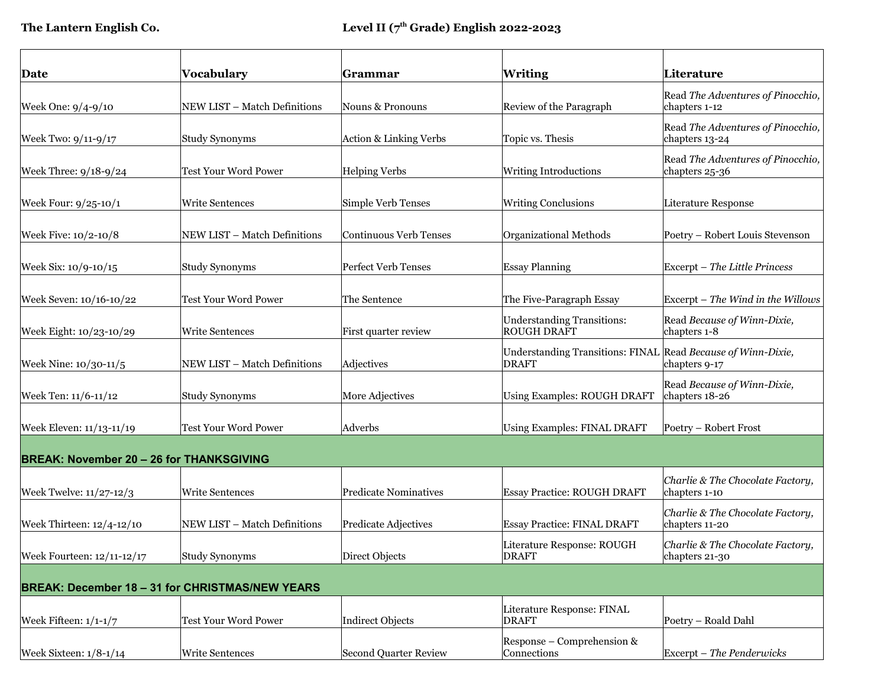**The Lantern English Co.** **Level II (7th Grade) English 2022-2023**

| Date | Vocabulary | Grammar | Writing | Literature |
|---|---|---|---|---|
| Week One: 9/4-9/10 | NEW LIST – Match Definitions | Nouns & Pronouns | Review of the Paragraph | Read *The Adventures of Pinocchio,* chapters 1-12 |
| Week Two: 9/11-9/17 | Study Synonyms | Action & Linking Verbs | Topic vs. Thesis | Read *The Adventures of Pinocchio,* chapters 13-24 |
| Week Three: 9/18-9/24 | Test Your Word Power | Helping Verbs | Writing Introductions | Read *The Adventures of Pinocchio,* chapters 25-36 |
| Week Four: 9/25-10/1 | Write Sentences | Simple Verb Tenses | Writing Conclusions | Literature Response |
| Week Five: 10/2-10/8 | NEW LIST – Match Definitions | Continuous Verb Tenses | Organizational Methods | Poetry – Robert Louis Stevenson |
| Week Six: 10/9-10/15 | Study Synonyms | Perfect Verb Tenses | Essay Planning | Excerpt – *The Little Princess* |
| Week Seven: 10/16-10/22 | Test Your Word Power | The Sentence | The Five-Paragraph Essay | Excerpt – *The Wind in the Willows* |
| Week Eight: 10/23-10/29 | Write Sentences | First quarter review | Understanding Transitions: ROUGH DRAFT | Read *Because of Winn-Dixie,* chapters 1-8 |
| Week Nine: 10/30-11/5 | NEW LIST – Match Definitions | Adjectives | Understanding Transitions: FINAL DRAFT | Read *Because of Winn-Dixie,* chapters 9-17 |
| Week Ten: 11/6-11/12 | Study Synonyms | More Adjectives | Using Examples: ROUGH DRAFT | Read *Because of Winn-Dixie,* chapters 18-26 |
| Week Eleven: 11/13-11/19 | Test Your Word Power | Adverbs | Using Examples: FINAL DRAFT | Poetry – Robert Frost |
| **BREAK: November 20 – 26 for THANKSGIVING** | | | | |
| Week Twelve: 11/27-12/3 | Write Sentences | Predicate Nominatives | Essay Practice: ROUGH DRAFT | *Charlie & The Chocolate Factory,* chapters 1-10 |
| Week Thirteen: 12/4-12/10 | NEW LIST – Match Definitions | Predicate Adjectives | Essay Practice: FINAL DRAFT | *Charlie & The Chocolate Factory,* chapters 11-20 |
| Week Fourteen: 12/11-12/17 | Study Synonyms | Direct Objects | Literature Response: ROUGH DRAFT | *Charlie & The Chocolate Factory,* chapters 21-30 |
| **BREAK: December 18 – 31 for CHRISTMAS/NEW YEARS** | | | | |
| Week Fifteen: 1/1-1/7 | Test Your Word Power | Indirect Objects | Literature Response: FINAL DRAFT | Poetry – Roald Dahl |
| Week Sixteen: 1/8-1/14 | Write Sentences | Second Quarter Review | Response – Comprehension & Connections | Excerpt – *The Penderwicks* |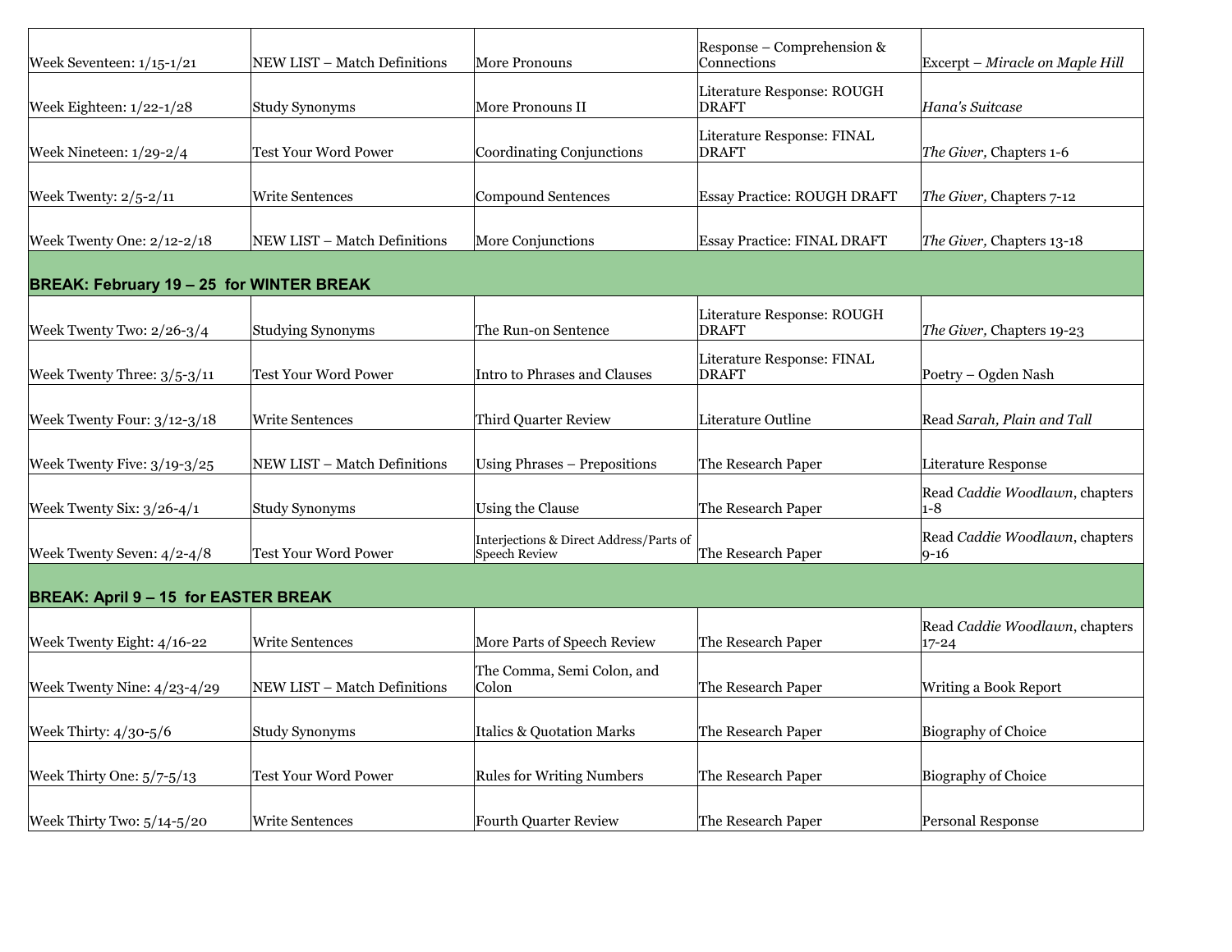| | | | | |
|---|---|---|---|---|
| Week Seventeen: 1/15-1/21 | NEW LIST – Match Definitions | More Pronouns | Response – Comprehension & Connections | Excerpt – *Miracle on Maple Hill* |
| Week Eighteen: 1/22-1/28 | Study Synonyms | More Pronouns II | Literature Response: ROUGH DRAFT | *Hana's Suitcase* |
| Week Nineteen: 1/29-2/4 | Test Your Word Power | Coordinating Conjunctions | Literature Response: FINAL DRAFT | *The Giver,* Chapters 1-6 |
| Week Twenty: 2/5-2/11 | Write Sentences | Compound Sentences | Essay Practice: ROUGH DRAFT | *The Giver,* Chapters 7-12 |
| Week Twenty One: 2/12-2/18 | NEW LIST – Match Definitions | More Conjunctions | Essay Practice: FINAL DRAFT | *The Giver,* Chapters 13-18 |
| **BREAK: February 19 – 25 for WINTER BREAK** | | | | |
| Week Twenty Two: 2/26-3/4 | Studying Synonyms | The Run-on Sentence | Literature Response: ROUGH DRAFT | *The Giver,* Chapters 19-23 |
| Week Twenty Three: 3/5-3/11 | Test Your Word Power | Intro to Phrases and Clauses | Literature Response: FINAL DRAFT | Poetry – Ogden Nash |
| Week Twenty Four: 3/12-3/18 | Write Sentences | Third Quarter Review | Literature Outline | Read *Sarah, Plain and Tall* |
| Week Twenty Five: 3/19-3/25 | NEW LIST – Match Definitions | Using Phrases – Prepositions | The Research Paper | Literature Response |
| Week Twenty Six: 3/26-4/1 | Study Synonyms | Using the Clause | The Research Paper | Read *Caddie Woodlawn*, chapters 1-8 |
| Week Twenty Seven: 4/2-4/8 | Test Your Word Power | Interjections & Direct Address/Parts of Speech Review | The Research Paper | Read *Caddie Woodlawn*, chapters 9-16 |
| **BREAK: April 9 – 15 for EASTER BREAK** | | | | |
| Week Twenty Eight: 4/16-22 | Write Sentences | More Parts of Speech Review | The Research Paper | Read *Caddie Woodlawn*, chapters 17-24 |
| Week Twenty Nine: 4/23-4/29 | NEW LIST – Match Definitions | The Comma, Semi Colon, and Colon | The Research Paper | Writing a Book Report |
| Week Thirty: 4/30-5/6 | Study Synonyms | Italics & Quotation Marks | The Research Paper | Biography of Choice |
| Week Thirty One: 5/7-5/13 | Test Your Word Power | Rules for Writing Numbers | The Research Paper | Biography of Choice |
| Week Thirty Two: 5/14-5/20 | Write Sentences | Fourth Quarter Review | The Research Paper | Personal Response |